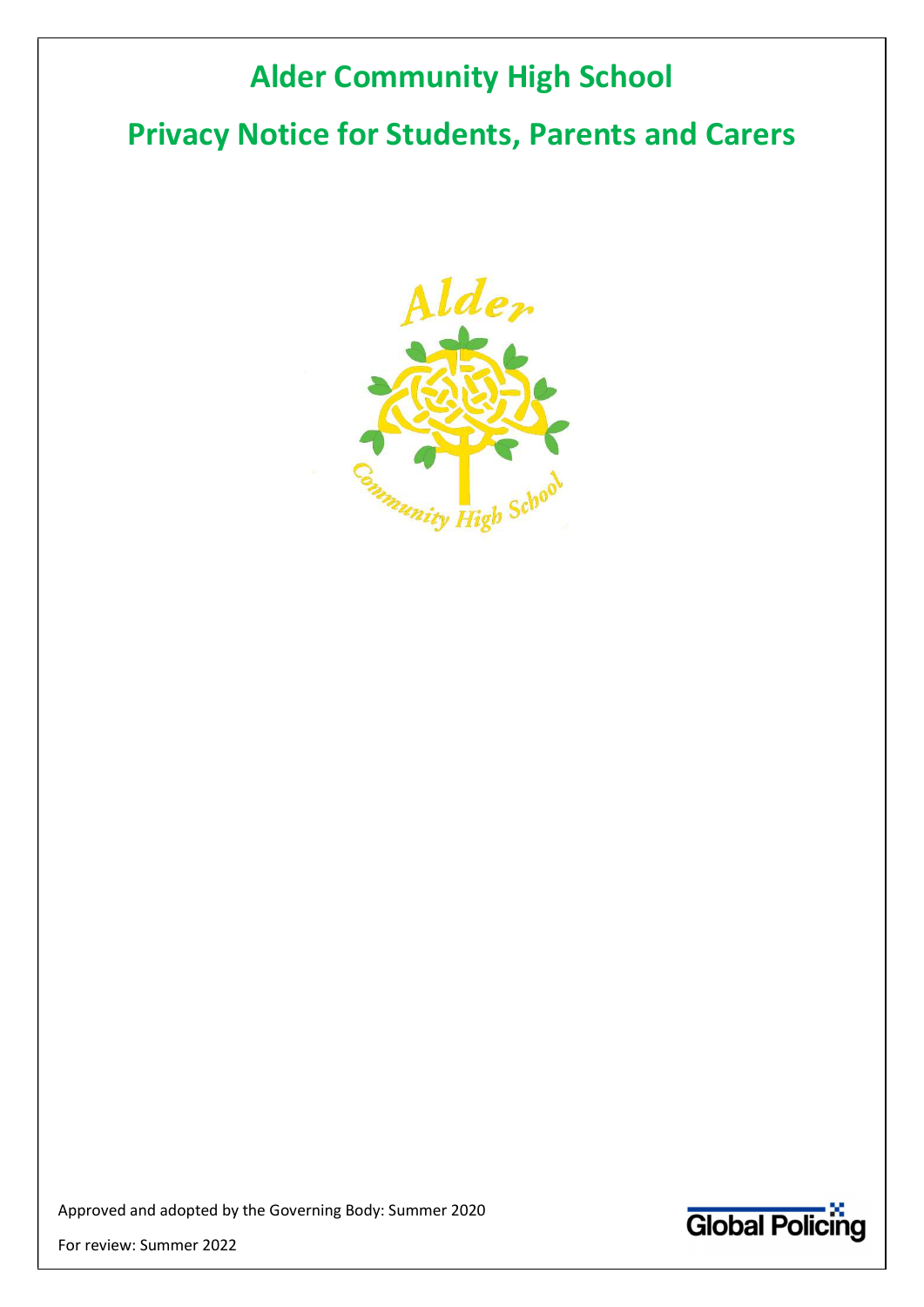# Alder Community High School

# Privacy Notice for Students, Parents and Carers

Approved and adopted by the Governing Body: Summer 2020

For review: Summer 2022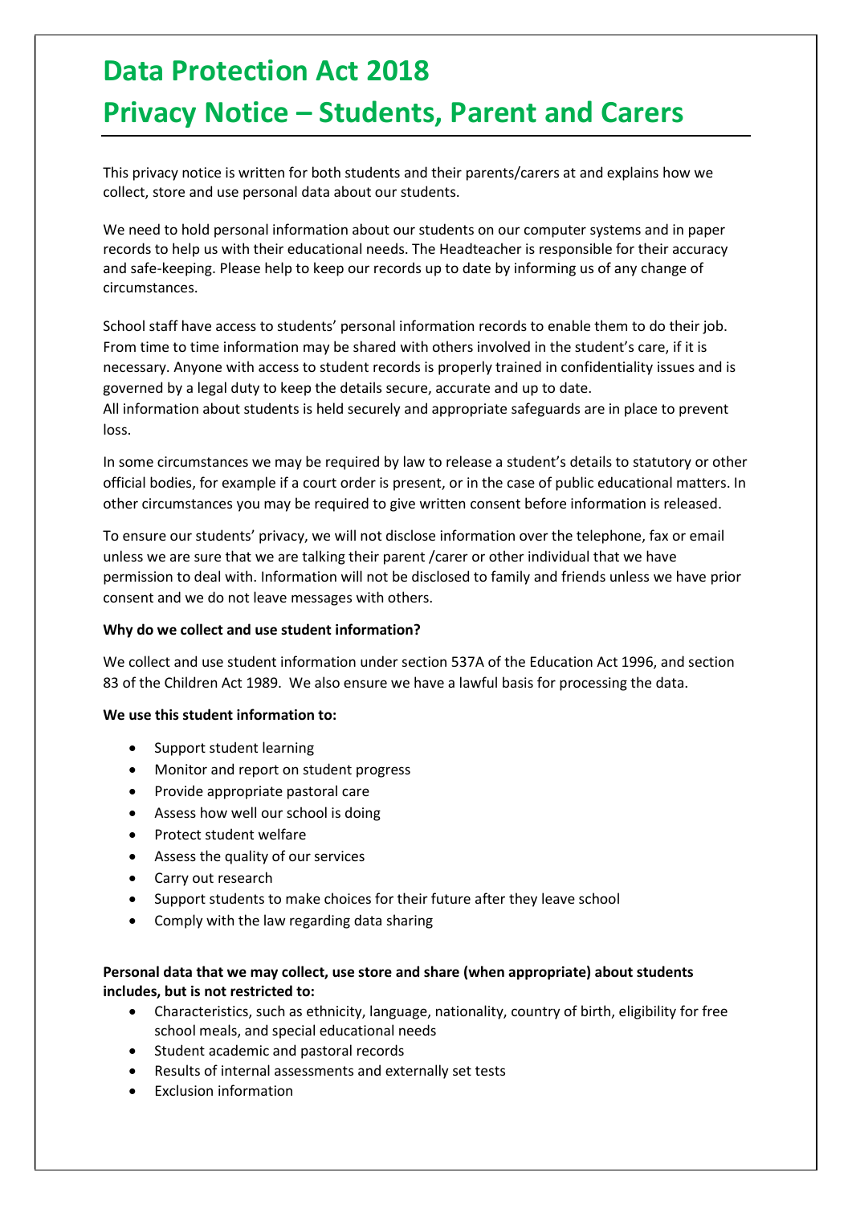# Data Protection Act 2018

# Privacy Notice – Students, Parent and Carers

This privacy notice is written for both students and their parents/carers at and explains how we collect, store and use personal data about our students.

We need to hold personal information about our students on our computer systems and in paper records to help us with their educational needs. The Headteacher is responsible for their accuracy and safe-keeping. Please help to keep our records up to date by informing us of any change of circumstances.

School staff have access to students' personal information records to enable them to do their job. From time to time information may be shared with others involved in the student's care, if it is necessary. Anyone with access to student records is properly trained in confidentiality issues and is governed by a legal duty to keep the details secure, accurate and up to date.
All information about students is held securely and appropriate safeguards are in place to prevent loss.

In some circumstances we may be required by law to release a student's details to statutory or other official bodies, for example if a court order is present, or in the case of public educational matters. In other circumstances you may be required to give written consent before information is released.

To ensure our students' privacy, we will not disclose information over the telephone, fax or email unless we are sure that we are talking their parent /carer or other individual that we have permission to deal with. Information will not be disclosed to family and friends unless we have prior consent and we do not leave messages with others.

**Why do we collect and use student information?**

We collect and use student information under section 537A of the Education Act 1996, and section 83 of the Children Act 1989. We also ensure we have a lawful basis for processing the data.

**We use this student information to:**

- Support student learning
- Monitor and report on student progress
- Provide appropriate pastoral care
- Assess how well our school is doing
- Protect student welfare
- Assess the quality of our services
- Carry out research
- Support students to make choices for their future after they leave school
- Comply with the law regarding data sharing

**Personal data that we may collect, use store and share (when appropriate) about students includes, but is not restricted to:**

- Characteristics, such as ethnicity, language, nationality, country of birth, eligibility for free school meals, and special educational needs
- Student academic and pastoral records
- Results of internal assessments and externally set tests
- Exclusion information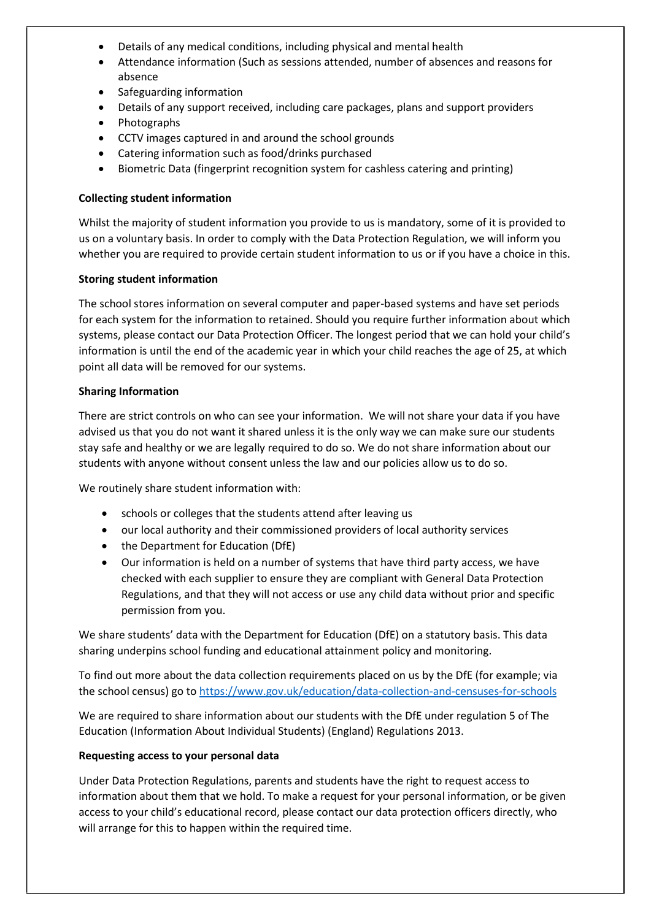- Details of any medical conditions, including physical and mental health
- Attendance information (Such as sessions attended, number of absences and reasons for absence
- Safeguarding information
- Details of any support received, including care packages, plans and support providers
- Photographs
- CCTV images captured in and around the school grounds
- Catering information such as food/drinks purchased
- Biometric Data (fingerprint recognition system for cashless catering and printing)

**Collecting student information**

Whilst the majority of student information you provide to us is mandatory, some of it is provided to us on a voluntary basis. In order to comply with the Data Protection Regulation, we will inform you whether you are required to provide certain student information to us or if you have a choice in this.

**Storing student information**

The school stores information on several computer and paper-based systems and have set periods for each system for the information to retained. Should you require further information about which systems, please contact our Data Protection Officer. The longest period that we can hold your child's information is until the end of the academic year in which your child reaches the age of 25, at which point all data will be removed for our systems.

**Sharing Information**

There are strict controls on who can see your information. We will not share your data if you have advised us that you do not want it shared unless it is the only way we can make sure our students stay safe and healthy or we are legally required to do so. We do not share information about our students with anyone without consent unless the law and our policies allow us to do so.

We routinely share student information with:

- schools or colleges that the students attend after leaving us
- our local authority and their commissioned providers of local authority services
- the Department for Education (DfE)
- Our information is held on a number of systems that have third party access, we have checked with each supplier to ensure they are compliant with General Data Protection Regulations, and that they will not access or use any child data without prior and specific permission from you.

We share students' data with the Department for Education (DfE) on a statutory basis. This data sharing underpins school funding and educational attainment policy and monitoring.

To find out more about the data collection requirements placed on us by the DfE (for example; via the school census) go to [https://www.gov.uk/education/data-collection-and-censuses-for-schools](https://www.gov.uk/education/data-collection-and-censuses-for-schools)

We are required to share information about our students with the DfE under regulation 5 of The Education (Information About Individual Students) (England) Regulations 2013.

**Requesting access to your personal data**

Under Data Protection Regulations, parents and students have the right to request access to information about them that we hold. To make a request for your personal information, or be given access to your child's educational record, please contact our data protection officers directly, who will arrange for this to happen within the required time.